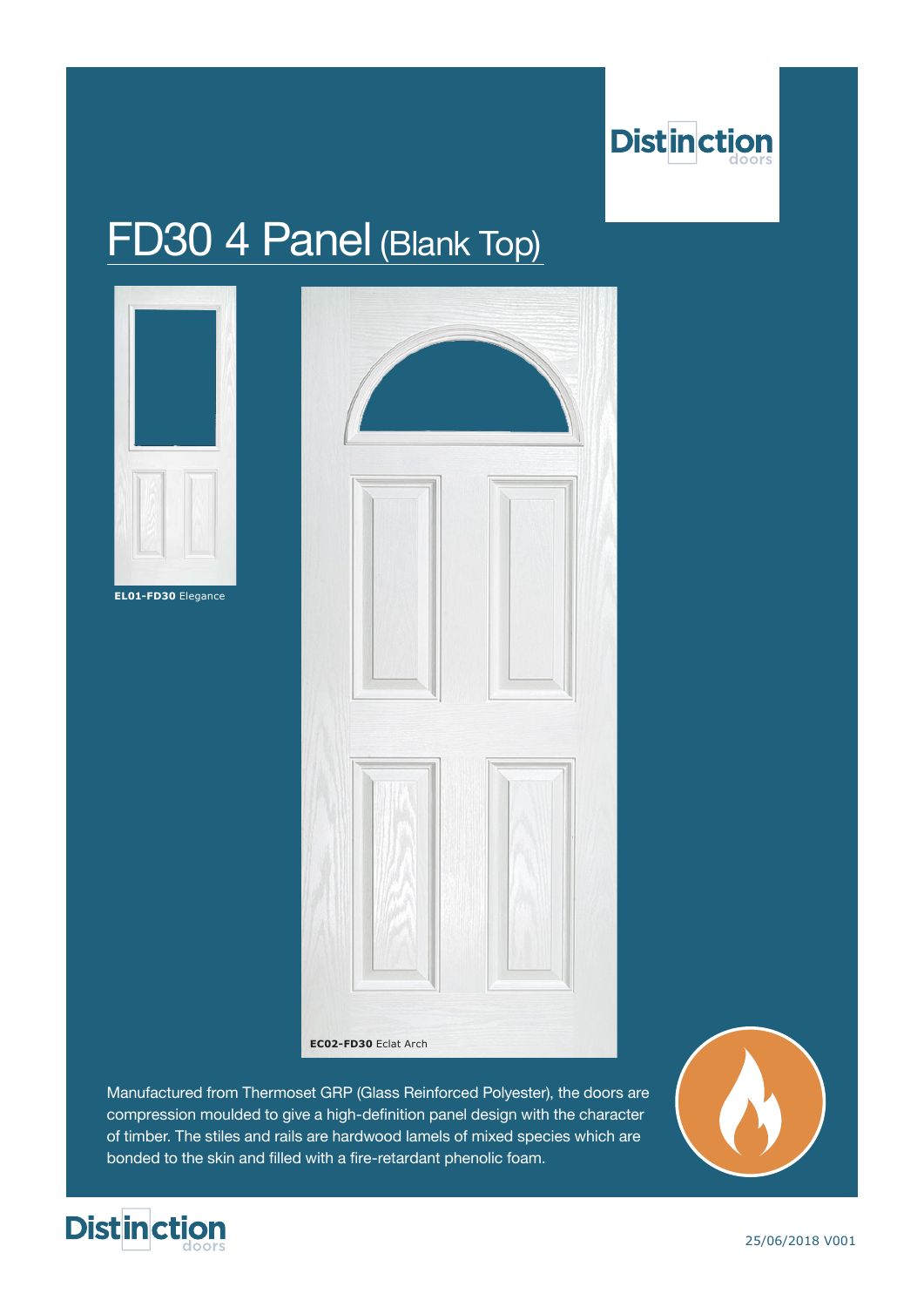Distinction doors

# FD30 4 Panel (Blank Top)

**EL01-FD30** Elegance

**EC02-FD30** Eclat Arch

Manufactured from Thermoset GRP (Glass Reinforced Polyester), the doors are compression moulded to give a high-definition panel design with the character of timber. The stiles and rails are hardwood lamels of mixed species which are bonded to the skin and filled with a fire-retardant phenolic foam.

Distinction doors

25/06/2018 V001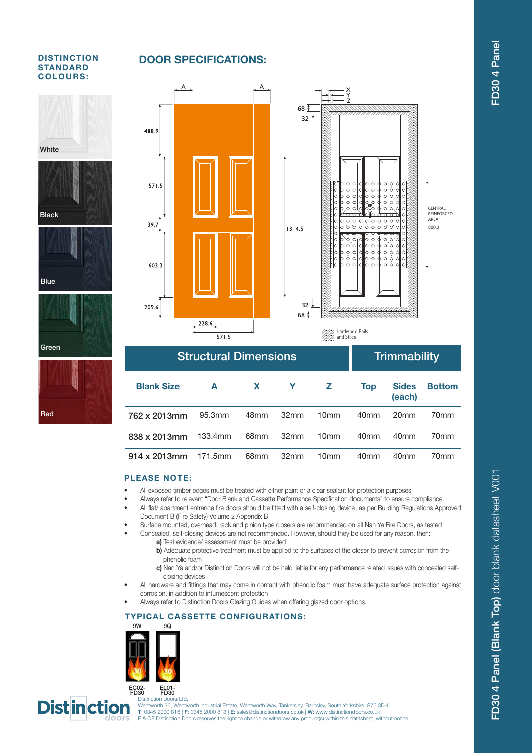**DISTINCTION STANDARD COLOURS:**

White

Black

Blue

Green

Red

## DOOR SPECIFICATIONS:

A
A
488.9
571.5
139.7
603.3
209.6
228.6
571.5
1314.5
68
32
32
68
X
Y
Z
CENTRAL REINFORCED AREA
800.0
Hardwood Rails and Stiles

| Structural Dimensions | | | | | Trimmability | | |
|---|---|---|---|---|---|---|---|
| **Blank Size** | **A** | **X** | **Y** | **Z** | **Top** | **Sides (each)** | **Bottom** |
| 762 x 2013mm | 95.3mm | 48mm | 32mm | 10mm | 40mm | 20mm | 70mm |
| 838 x 2013mm | 133.4mm | 68mm | 32mm | 10mm | 40mm | 40mm | 70mm |
| 914 x 2013mm | 171.5mm | 68mm | 32mm | 10mm | 40mm | 40mm | 70mm |

### PLEASE NOTE:

- All exposed timber edges must be treated with either paint or a clear sealant for protection purposes
- Always refer to relevant "Door Blank and Cassette Performance Specification documents" to ensure compliance.
- All flat/ apartment entrance fire doors should be fitted with a self-closing device, as per Building Regulations Approved Document B (Fire Safety) Volume 2 Appendix B
- Surface mounted, overhead, rack and pinion type closers are recommended on all Nan Ya Fire Doors, as tested
- Concealed, self-closing devices are not recommended. However, should they be used for any reason, then:
  - **a)** Test evidence/ assessment must be provided
  - **b)** Adequate protective treatment must be applied to the surfaces of the closer to prevent corrosion from the phenolic foam
  - **c)** Nan Ya and/or Distinction Doors will not be held liable for any performance related issues with concealed self-closing devices
- All hardware and fittings that may come in contact with phenolic foam must have adequate surface protection against corrosion, in addition to intumescent protection
- Always refer to Distinction Doors Glazing Guides when offering glazed door options.

### TYPICAL CASSETTE CONFIGURATIONS:

9W
9Q
30
30
EC02-FD30
EL01-FD30

Distinction doors

Distinction Doors Ltd,
Wentworth 36, Wentworth Industrial Estate, Wentworth Way, Tankersley, Barnsley, South Yorkshire, S75 3DH
T: 0345 2000 816 | F: 0345 2000 813 | E: sales@distinctiondoors.co.uk | W: www.distinctiondoors.co.uk
E & OE Distinction Doors reserves the right to change or withdraw any product(s) within this datasheet, without notice.

FD30 4 Panel

FD30 4 Panel (Blank Top) door blank datasheet V001